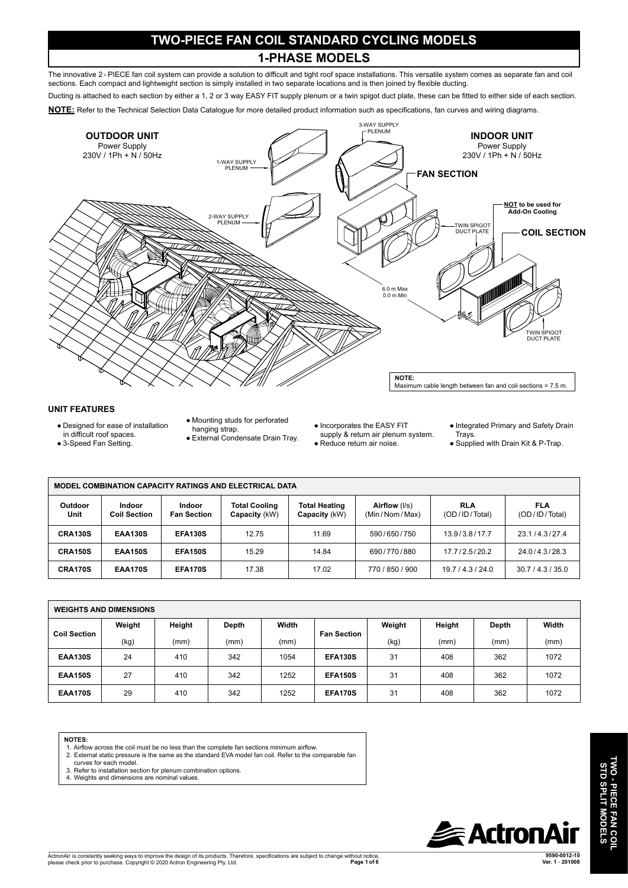# TWO-PIECE FAN COIL STANDARD CYCLING MODELS

## 1-PHASE MODELS

The innovative 2 - PIECE fan coil system can provide a solution to difficult and tight roof space installations. This versatile system comes as separate fan and coil sections. Each compact and lightweight section is simply installed in two separate locations and is then joined by flexible ducting.

Ducting is attached to each section by either a 1, 2 or 3 way EASY FIT supply plenum or a twin spigot duct plate, these can be fitted to either side of each section.

**NOTE:** Refer to the Technical Selection Data Catalogue for more detailed product information such as specifications, fan curves and wiring diagrams.

**OUTDOOR UNIT**
Power Supply
230V / 1Ph + N / 50Hz

**INDOOR UNIT**
Power Supply
230V / 1Ph + N / 50Hz

1-WAY SUPPLY PLENUM
2-WAY SUPPLY PLENUM
3-WAY SUPPLY PLENUM

**FAN SECTION**

**NOT to be used for Add-On Cooling**

TWIN SPIGOT DUCT PLATE

**COIL SECTION**

6.0 m Max
0.0 m Min

TWIN SPIGOT DUCT PLATE

**NOTE:**
Maximum cable length between fan and coil sections = 7.5 m.

### UNIT FEATURES

- Designed for ease of installation in difficult roof spaces.
- 3-Speed Fan Setting.
- Mounting studs for perforated hanging strap.
- External Condensate Drain Tray.
- Incorporates the EASY FIT supply & return air plenum system.
- Reduce return air noise.
- Integrated Primary and Safety Drain Trays.
- Supplied with Drain Kit & P-Trap.

| MODEL COMBINATION CAPACITY RATINGS AND ELECTRICAL DATA | | | | | | | |
|---|---|---|---|---|---|---|---|
| **Outdoor Unit** | **Indoor Coil Section** | **Indoor Fan Section** | **Total Cooling Capacity** (kW) | **Total Heating Capacity** (kW) | **Airflow** (l/s) (Min / Nom / Max) | **RLA** (OD / ID / Total) | **FLA** (OD / ID / Total) |
| **CRA130S** | **EAA130S** | **EFA130S** | 12.75 | 11.69 | 590 / 650 / 750 | 13.9 / 3.8 / 17.7 | 23.1 / 4.3 / 27.4 |
| **CRA150S** | **EAA150S** | **EFA150S** | 15.29 | 14.84 | 690 / 770 / 880 | 17.7 / 2.5 / 20.2 | 24.0 / 4.3 / 28.3 |
| **CRA170S** | **EAA170S** | **EFA170S** | 17.38 | 17.02 | 770 / 850 / 900 | 19.7 / 4.3 / 24.0 | 30.7 / 4.3 / 35.0 |

| WEIGHTS AND DIMENSIONS | | | | | | | | | |
|---|---|---|---|---|---|---|---|---|---|
| **Coil Section** | **Weight** (kg) | **Height** (mm) | **Depth** (mm) | **Width** (mm) | **Fan Section** | **Weight** (kg) | **Height** (mm) | **Depth** (mm) | **Width** (mm) |
| **EAA130S** | 24 | 410 | 342 | 1054 | **EFA130S** | 31 | 408 | 362 | 1072 |
| **EAA150S** | 27 | 410 | 342 | 1252 | **EFA150S** | 31 | 408 | 362 | 1072 |
| **EAA170S** | 29 | 410 | 342 | 1252 | **EFA170S** | 31 | 408 | 362 | 1072 |

**NOTES:**
1. Airflow across the coil must be no less than the complete fan sections minimum airflow.
2. External static pressure is the same as the standard EVA model fan coil. Refer to the comparable fan curves for each model.
3. Refer to installation section for plenum combination options.
4. Weights and dimensions are nominal values.

ActronAir is constantly seeking ways to improve the design of its products. Therefore, specifications are subject to change without notice, please check prior to purchase. Copyright © 2020 Actron Engineering Pty. Ltd.

9590-0012-10
Ver. 1 - 201008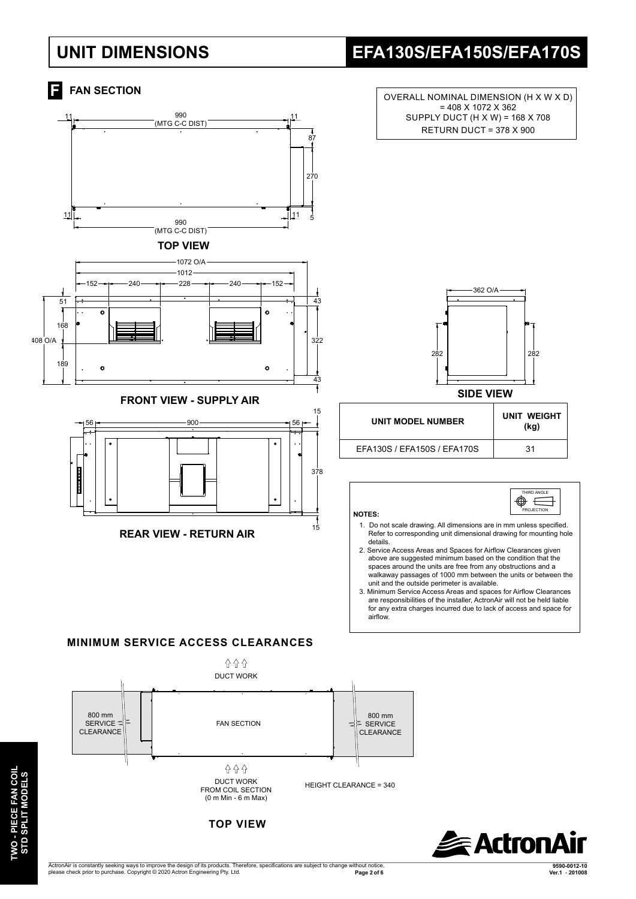# UNIT DIMENSIONS

# EFA130S/EFA150S/EFA170S

## F FAN SECTION

OVERALL NOMINAL DIMENSION (H X W X D) = 408 X 1072 X 362
SUPPLY DUCT (H X W) = 168 X 708
RETURN DUCT = 378 X 900

TOP VIEW

FRONT VIEW - SUPPLY AIR

REAR VIEW - RETURN AIR

SIDE VIEW

| UNIT MODEL NUMBER | UNIT WEIGHT (kg) |
|---|---|
| EFA130S / EFA150S / EFA170S | 31 |

**NOTES:**

1. Do not scale drawing. All dimensions are in mm unless specified. Refer to corresponding unit dimensional drawing for mounting hole details.
2. Service Access Areas and Spaces for Airflow Clearances given above are suggested minimum based on the condition that the spaces around the units are free from any obstructions and a walkaway passages of 1000 mm between the units or between the unit and the outside perimeter is available.
3. Minimum Service Access Areas and spaces for Airflow Clearances are responsibilities of the installer, ActronAir will not be held liable for any extra charges incurred due to lack of access and space for airflow.

### MINIMUM SERVICE ACCESS CLEARANCES

DUCT WORK

800 mm SERVICE CLEARANCE | FAN SECTION | 800 mm SERVICE CLEARANCE

DUCT WORK FROM COIL SECTION (0 m Min - 6 m Max)

HEIGHT CLEARANCE = 340

TOP VIEW

ActronAir is constantly seeking ways to improve the design of its products. Therefore, specifications are subject to change without notice, please check prior to purchase. Copyright © 2020 Actron Engineering Pty. Ltd.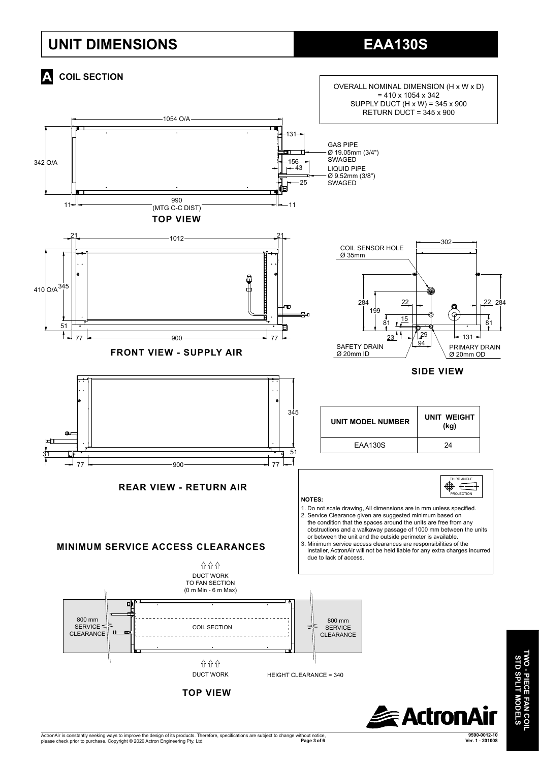# UNIT DIMENSIONS

## EAA130S

### A COIL SECTION

OVERALL NOMINAL DIMENSION (H x W x D) = 410 x 1054 x 342
SUPPLY DUCT (H x W) = 345 x 900
RETURN DUCT = 345 x 900

GAS PIPE
Ø 19.05mm (3/4")
SWAGED

LIQUID PIPE
Ø 9.52mm (3/8")
SWAGED

**TOP VIEW**

**FRONT VIEW - SUPPLY AIR**

COIL SENSOR HOLE
Ø 35mm

SAFETY DRAIN
Ø 20mm ID

PRIMARY DRAIN
Ø 20mm OD

**SIDE VIEW**

**REAR VIEW - RETURN AIR**

| UNIT MODEL NUMBER | UNIT WEIGHT (kg) |
| --- | --- |
| EAA130S | 24 |

**NOTES:**

1. Do not scale drawing, All dimensions are in mm unless specified.
2. Service Clearance given are suggested minimum based on the condition that the spaces around the units are free from any obstructions and a walkaway passage of 1000 mm between the units or between the unit and the outside perimeter is available.
3. Minimum service access clearances are responsibilities of the installer, ActronAir will not be held liable for any extra charges incurred due to lack of access.

### MINIMUM SERVICE ACCESS CLEARANCES

DUCT WORK TO FAN SECTION (0 m Min - 6 m Max)

800 mm SERVICE CLEARANCE — COIL SECTION — 800 mm SERVICE CLEARANCE

DUCT WORK

HEIGHT CLEARANCE = 340

**TOP VIEW**

TWO - PIECE FAN COIL STD SPLIT MODELS

ActronAir is constantly seeking ways to improve the design of its products. Therefore, specifications are subject to change without notice, please check prior to purchase. Copyright © 2020 Actron Engineering Pty. Ltd.

9590-0012-10
Ver. 1 - 201008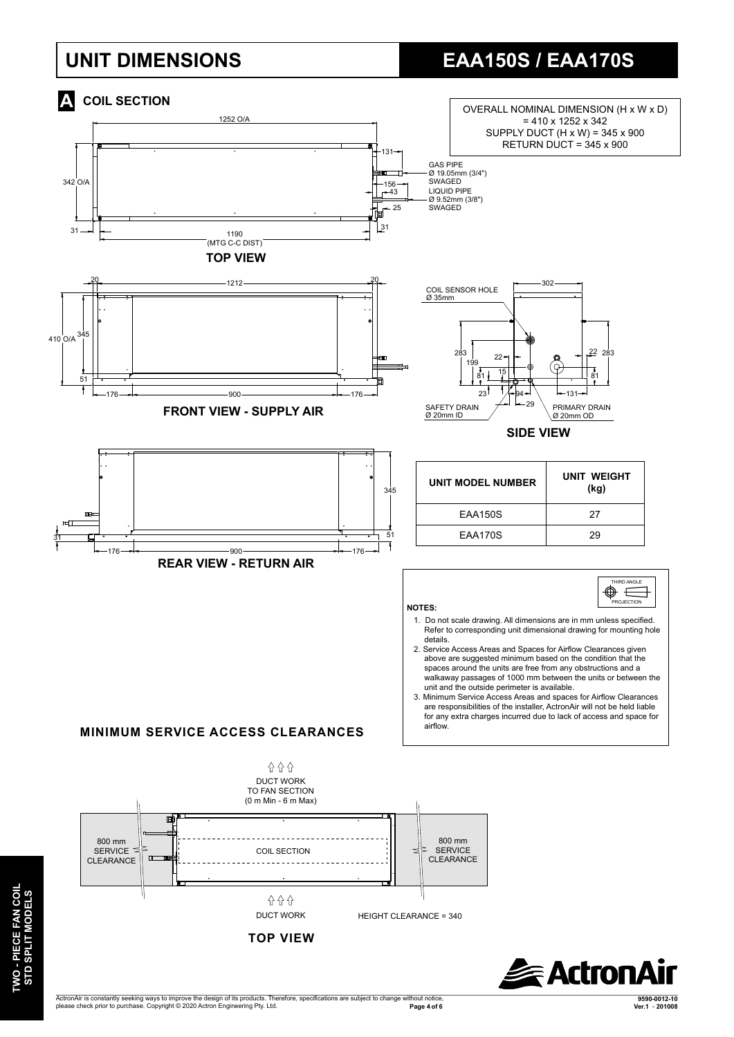# UNIT DIMENSIONS

# EAA150S / EAA170S

## A COIL SECTION

OVERALL NOMINAL DIMENSION (H x W x D) = 410 x 1252 x 342
SUPPLY DUCT (H x W) = 345 x 900
RETURN DUCT = 345 x 900

GAS PIPE Ø 19.05mm (3/4") SWAGED

LIQUID PIPE Ø 9.52mm (3/8") SWAGED

**TOP VIEW**

**FRONT VIEW - SUPPLY AIR**

COIL SENSOR HOLE Ø 35mm

SAFETY DRAIN Ø 20mm ID

PRIMARY DRAIN Ø 20mm OD

**SIDE VIEW**

**REAR VIEW - RETURN AIR**

| UNIT MODEL NUMBER | UNIT WEIGHT (kg) |
|---|---|
| EAA150S | 27 |
| EAA170S | 29 |

THIRD ANGLE PROJECTION

**NOTES:**

1. Do not scale drawing. All dimensions are in mm unless specified. Refer to corresponding unit dimensional drawing for mounting hole details.
2. Service Access Areas and Spaces for Airflow Clearances given above are suggested minimum based on the condition that the spaces around the units are free from any obstructions and a walkaway passages of 1000 mm between the units or between the unit and the outside perimeter is available.
3. Minimum Service Access Areas and spaces for Airflow Clearances are responsibilities of the installer, ActronAir will not be held liable for any extra charges incurred due to lack of access and space for airflow.

## MINIMUM SERVICE ACCESS CLEARANCES

DUCT WORK TO FAN SECTION (0 m Min - 6 m Max)

800 mm SERVICE CLEARANCE

COIL SECTION

800 mm SERVICE CLEARANCE

DUCT WORK

HEIGHT CLEARANCE = 340

**TOP VIEW**

TWO - PIECE FAN COIL STD SPLIT MODELS

ActronAir is constantly seeking ways to improve the design of its products. Therefore, specifications are subject to change without notice, please check prior to purchase. Copyright © 2020 Actron Engineering Pty. Ltd.

9590-0012-10 Ver.1 - 201008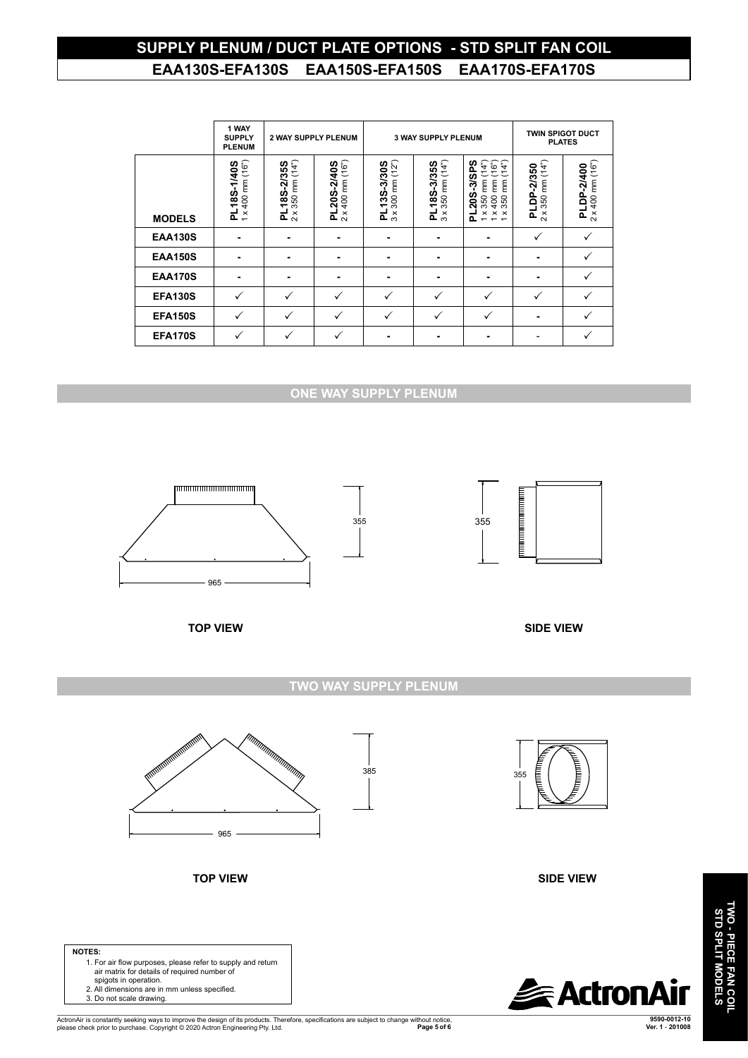# SUPPLY PLENUM / DUCT PLATE OPTIONS - STD SPLIT FAN COIL

## EAA130S-EFA130S EAA150S-EFA150S EAA170S-EFA170S

| | 1 WAY SUPPLY PLENUM | 2 WAY SUPPLY PLENUM | | 3 WAY SUPPLY PLENUM | | | TWIN SPIGOT DUCT PLATES | |
|---|---|---|---|---|---|---|---|---|
| MODELS | PL18S-1/40S 1 x 400 mm (16") | PL18S-2/35S 2 x 350 mm (14") | PL20S-2/40S 2 x 400 mm (16") | PL13S-3/30S 3 x 300 mm (12") | PL18S-3/35S 3 x 350 mm (14") | PL20S-3/SPS 1 x 350 mm (14") 1 x 400 mm (16") 1 x 350 mm (14") | PLDP-2/350 2 x 350 mm (14") | PLDP-2/400 2 x 400 mm (16") |
| EAA130S | - | - | - | - | - | - | ✓ | ✓ |
| EAA150S | - | - | - | - | - | - | - | ✓ |
| EAA170S | - | - | - | - | - | - | - | ✓ |
| EFA130S | ✓ | ✓ | ✓ | ✓ | ✓ | ✓ | ✓ | ✓ |
| EFA150S | ✓ | ✓ | ✓ | ✓ | ✓ | ✓ | - | ✓ |
| EFA170S | ✓ | ✓ | ✓ | - | - | - | - | ✓ |

### ONE WAY SUPPLY PLENUM

965

355

355

TOP VIEW

SIDE VIEW

### TWO WAY SUPPLY PLENUM

965

385

355

TOP VIEW

SIDE VIEW

**NOTES:**

1. For air flow purposes, please refer to supply and return air matrix for details of required number of spigots in operation.
2. All dimensions are in mm unless specified.
3. Do not scale drawing.

TWO - PIECE FAN COIL STD SPLIT MODELS

ActronAir is constantly seeking ways to improve the design of its products. Therefore, specifications are subject to change without notice, please check prior to purchase. Copyright © 2020 Actron Engineering Pty. Ltd.

9590-0012-10
Ver. 1 - 201008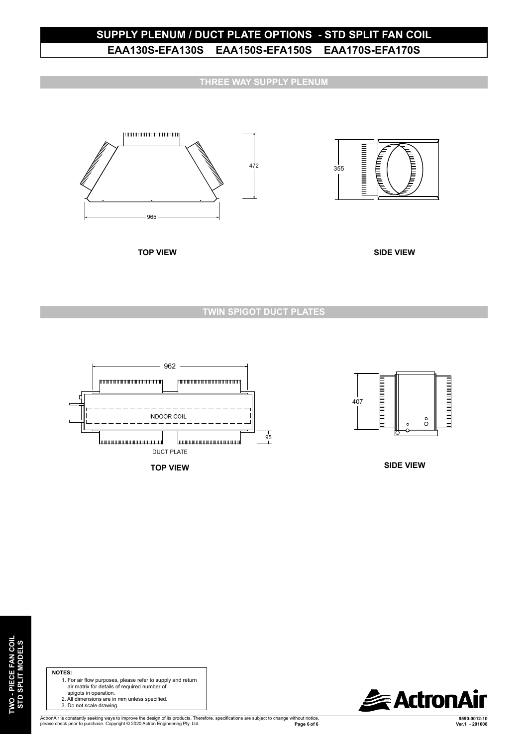# SUPPLY PLENUM / DUCT PLATE OPTIONS - STD SPLIT FAN COIL

## EAA130S-EFA130S EAA150S-EFA150S EAA170S-EFA170S

### THREE WAY SUPPLY PLENUM

472

965

355

TOP VIEW

SIDE VIEW

### TWIN SPIGOT DUCT PLATES

962

INDOOR COIL

95

DUCT PLATE

407

TOP VIEW

SIDE VIEW

TWO - PIECE FAN COIL
STD SPLIT MODELS

**NOTES:**

1. For air flow purposes, please refer to supply and return air matrix for details of required number of spigots in operation.
2. All dimensions are in mm unless specified.
3. Do not scale drawing.

ActronAir is constantly seeking ways to improve the design of its products. Therefore, specifications are subject to change without notice, please check prior to purchase. Copyright © 2020 Actron Engineering Pty. Ltd.

9590-0012-10
Ver.1 - 201008